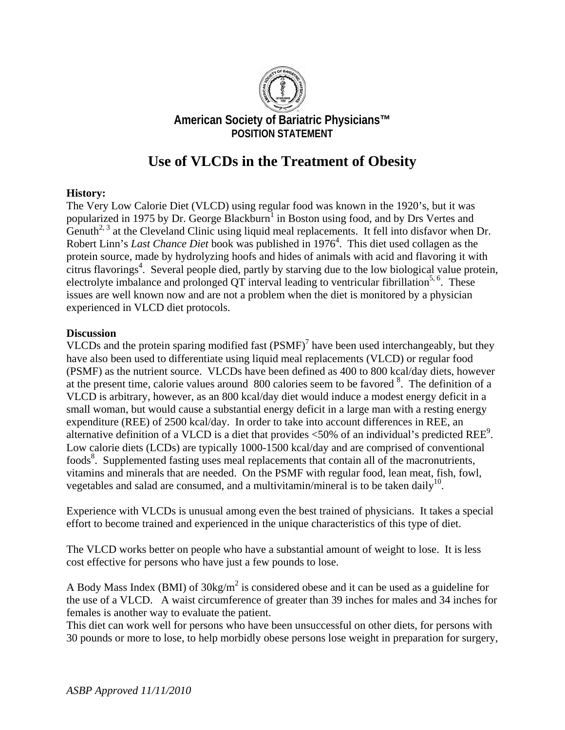**American Society of Bariatric Physicians™**
**POSITION STATEMENT**

# Use of VLCDs in the Treatment of Obesity

**History:**
The Very Low Calorie Diet (VLCD) using regular food was known in the 1920's, but it was popularized in 1975 by Dr. George Blackburn[1] in Boston using food, and by Drs Vertes and Genuth[2, 3] at the Cleveland Clinic using liquid meal replacements. It fell into disfavor when Dr. Robert Linn's *Last Chance Diet* book was published in 1976[4]. This diet used collagen as the protein source, made by hydrolyzing hoofs and hides of animals with acid and flavoring it with citrus flavorings[4]. Several people died, partly by starving due to the low biological value protein, electrolyte imbalance and prolonged QT interval leading to ventricular fibrillation[5, 6]. These issues are well known now and are not a problem when the diet is monitored by a physician experienced in VLCD diet protocols.

**Discussion**
VLCDs and the protein sparing modified fast (PSMF)[7] have been used interchangeably, but they have also been used to differentiate using liquid meal replacements (VLCD) or regular food (PSMF) as the nutrient source. VLCDs have been defined as 400 to 800 kcal/day diets, however at the present time, calorie values around 800 calories seem to be favored [8]. The definition of a VLCD is arbitrary, however, as an 800 kcal/day diet would induce a modest energy deficit in a small woman, but would cause a substantial energy deficit in a large man with a resting energy expenditure (REE) of 2500 kcal/day. In order to take into account differences in REE, an alternative definition of a VLCD is a diet that provides <50% of an individual's predicted REE[9]. Low calorie diets (LCDs) are typically 1000-1500 kcal/day and are comprised of conventional foods[8]. Supplemented fasting uses meal replacements that contain all of the macronutrients, vitamins and minerals that are needed. On the PSMF with regular food, lean meat, fish, fowl, vegetables and salad are consumed, and a multivitamin/mineral is to be taken daily[10].

Experience with VLCDs is unusual among even the best trained of physicians. It takes a special effort to become trained and experienced in the unique characteristics of this type of diet.

The VLCD works better on people who have a substantial amount of weight to lose. It is less cost effective for persons who have just a few pounds to lose.

A Body Mass Index (BMI) of $30kg/m^2$ is considered obese and it can be used as a guideline for the use of a VLCD. A waist circumference of greater than 39 inches for males and 34 inches for females is another way to evaluate the patient.
This diet can work well for persons who have been unsuccessful on other diets, for persons with 30 pounds or more to lose, to help morbidly obese persons lose weight in preparation for surgery,

*ASBP Approved 11/11/2010*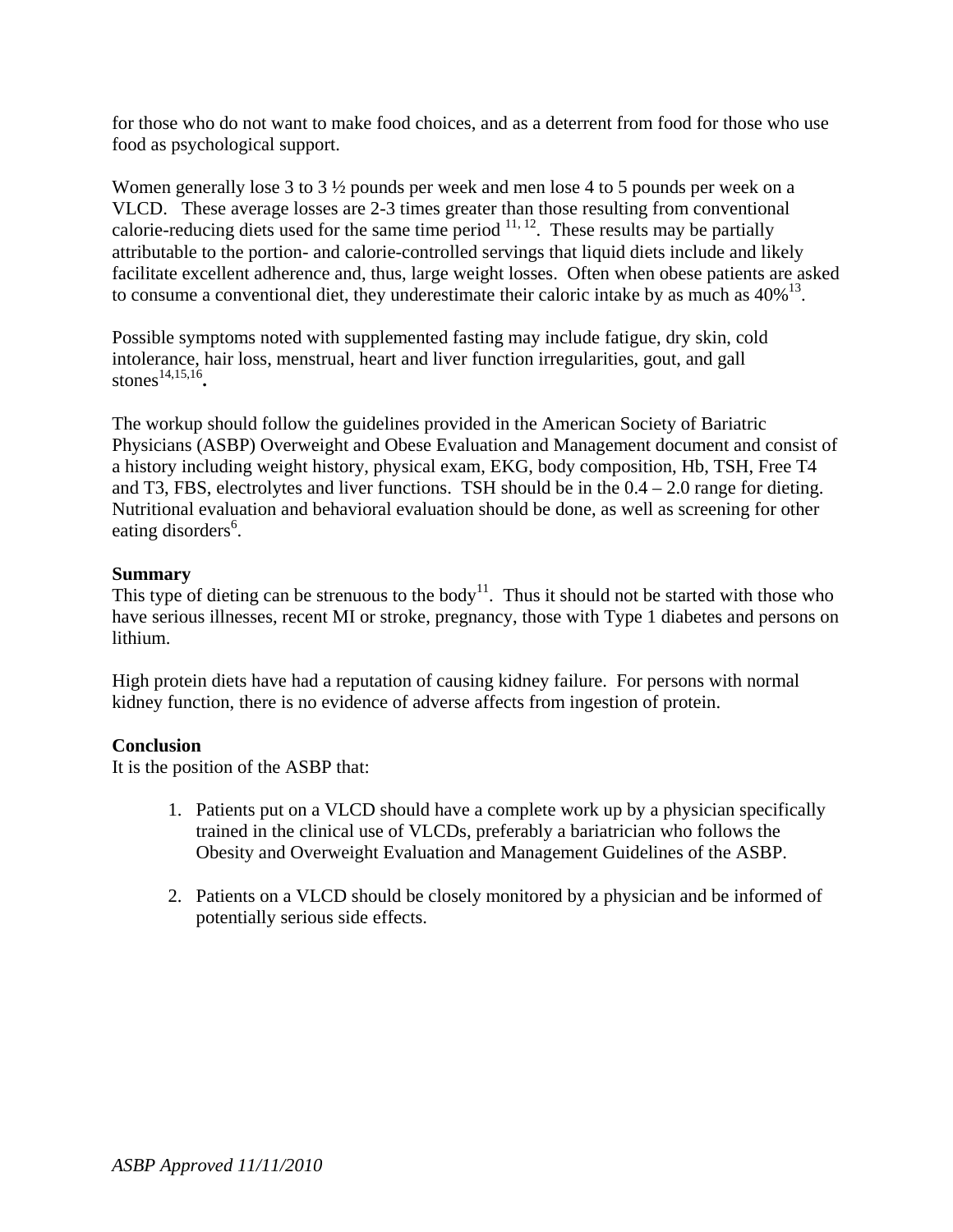for those who do not want to make food choices, and as a deterrent from food for those who use food as psychological support.

Women generally lose 3 to 3 ½ pounds per week and men lose 4 to 5 pounds per week on a VLCD. These average losses are 2-3 times greater than those resulting from conventional calorie-reducing diets used for the same time period [11, 12]. These results may be partially attributable to the portion- and calorie-controlled servings that liquid diets include and likely facilitate excellent adherence and, thus, large weight losses. Often when obese patients are asked to consume a conventional diet, they underestimate their caloric intake by as much as 40%[13].

Possible symptoms noted with supplemented fasting may include fatigue, dry skin, cold intolerance, hair loss, menstrual, heart and liver function irregularities, gout, and gall stones[14,15,16].

The workup should follow the guidelines provided in the American Society of Bariatric Physicians (ASBP) Overweight and Obese Evaluation and Management document and consist of a history including weight history, physical exam, EKG, body composition, Hb, TSH, Free T4 and T3, FBS, electrolytes and liver functions. TSH should be in the 0.4 – 2.0 range for dieting. Nutritional evaluation and behavioral evaluation should be done, as well as screening for other eating disorders[6].

**Summary**

This type of dieting can be strenuous to the body[11]. Thus it should not be started with those who have serious illnesses, recent MI or stroke, pregnancy, those with Type 1 diabetes and persons on lithium.

High protein diets have had a reputation of causing kidney failure. For persons with normal kidney function, there is no evidence of adverse affects from ingestion of protein.

**Conclusion**

It is the position of the ASBP that:

1. Patients put on a VLCD should have a complete work up by a physician specifically trained in the clinical use of VLCDs, preferably a bariatrician who follows the Obesity and Overweight Evaluation and Management Guidelines of the ASBP.

2. Patients on a VLCD should be closely monitored by a physician and be informed of potentially serious side effects.

*ASBP Approved 11/11/2010*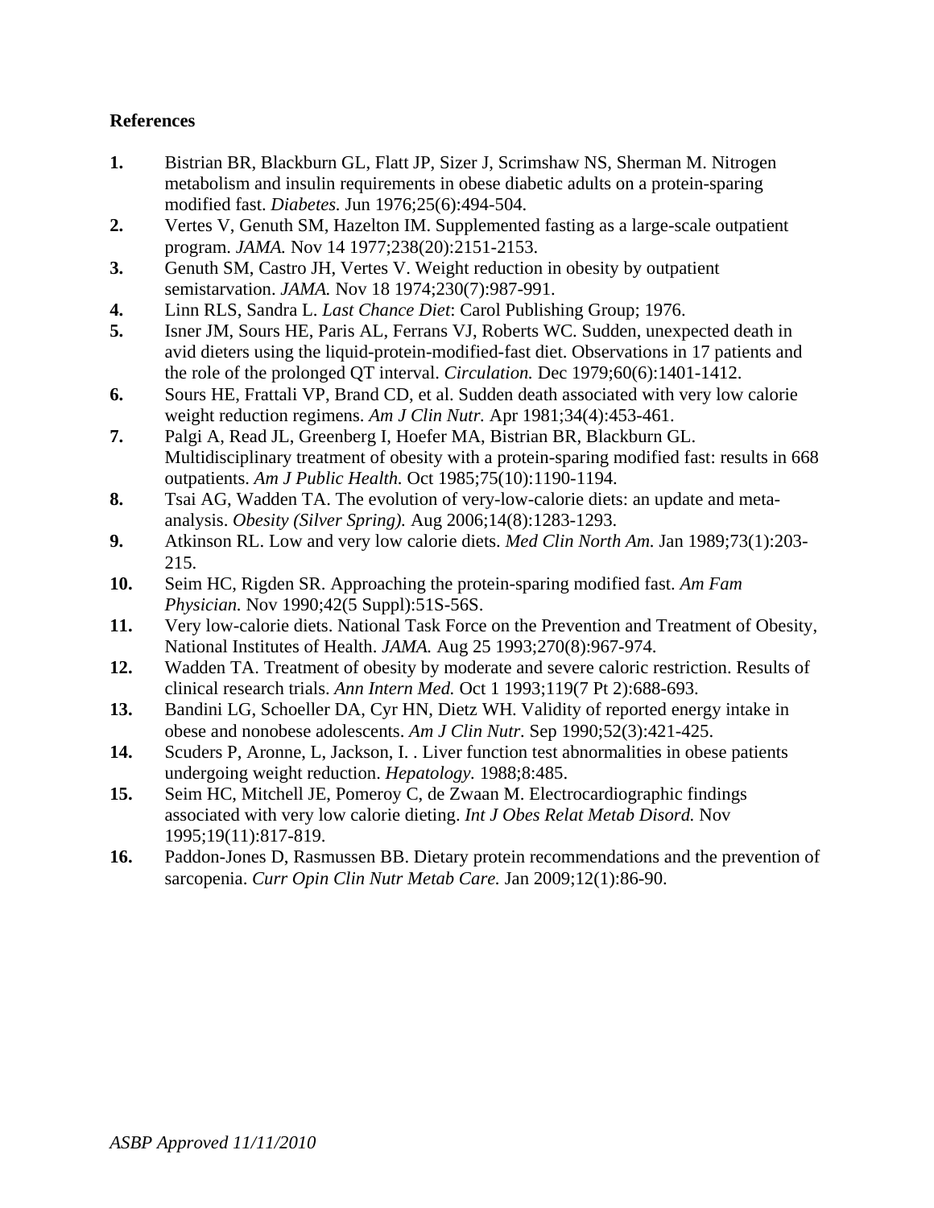**References**

1. Bistrian BR, Blackburn GL, Flatt JP, Sizer J, Scrimshaw NS, Sherman M. Nitrogen metabolism and insulin requirements in obese diabetic adults on a protein-sparing modified fast. *Diabetes.* Jun 1976;25(6):494-504.
2. Vertes V, Genuth SM, Hazelton IM. Supplemented fasting as a large-scale outpatient program. *JAMA.* Nov 14 1977;238(20):2151-2153.
3. Genuth SM, Castro JH, Vertes V. Weight reduction in obesity by outpatient semistarvation. *JAMA.* Nov 18 1974;230(7):987-991.
4. Linn RLS, Sandra L. *Last Chance Diet*: Carol Publishing Group; 1976.
5. Isner JM, Sours HE, Paris AL, Ferrans VJ, Roberts WC. Sudden, unexpected death in avid dieters using the liquid-protein-modified-fast diet. Observations in 17 patients and the role of the prolonged QT interval. *Circulation.* Dec 1979;60(6):1401-1412.
6. Sours HE, Frattali VP, Brand CD, et al. Sudden death associated with very low calorie weight reduction regimens. *Am J Clin Nutr.* Apr 1981;34(4):453-461.
7. Palgi A, Read JL, Greenberg I, Hoefer MA, Bistrian BR, Blackburn GL. Multidisciplinary treatment of obesity with a protein-sparing modified fast: results in 668 outpatients. *Am J Public Health.* Oct 1985;75(10):1190-1194.
8. Tsai AG, Wadden TA. The evolution of very-low-calorie diets: an update and meta-analysis. *Obesity (Silver Spring).* Aug 2006;14(8):1283-1293.
9. Atkinson RL. Low and very low calorie diets. *Med Clin North Am.* Jan 1989;73(1):203-215.
10. Seim HC, Rigden SR. Approaching the protein-sparing modified fast. *Am Fam Physician.* Nov 1990;42(5 Suppl):51S-56S.
11. Very low-calorie diets. National Task Force on the Prevention and Treatment of Obesity, National Institutes of Health. *JAMA.* Aug 25 1993;270(8):967-974.
12. Wadden TA. Treatment of obesity by moderate and severe caloric restriction. Results of clinical research trials. *Ann Intern Med.* Oct 1 1993;119(7 Pt 2):688-693.
13. Bandini LG, Schoeller DA, Cyr HN, Dietz WH. Validity of reported energy intake in obese and nonobese adolescents. *Am J Clin Nutr.* Sep 1990;52(3):421-425.
14. Scuders P, Aronne, L, Jackson, I. . Liver function test abnormalities in obese patients undergoing weight reduction. *Hepatology.* 1988;8:485.
15. Seim HC, Mitchell JE, Pomeroy C, de Zwaan M. Electrocardiographic findings associated with very low calorie dieting. *Int J Obes Relat Metab Disord.* Nov 1995;19(11):817-819.
16. Paddon-Jones D, Rasmussen BB. Dietary protein recommendations and the prevention of sarcopenia. *Curr Opin Clin Nutr Metab Care.* Jan 2009;12(1):86-90.

*ASBP Approved 11/11/2010*